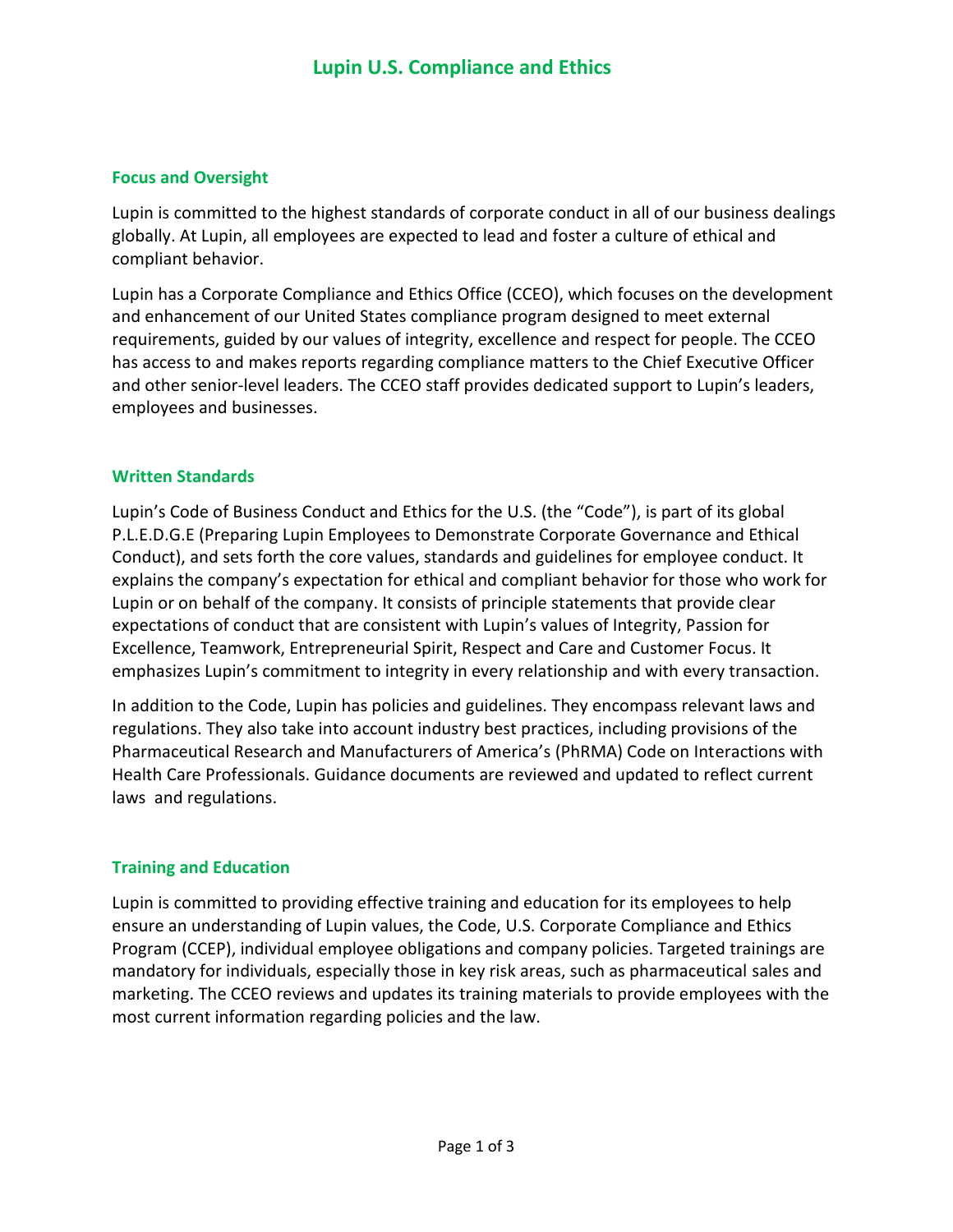# Lupin U.S. Compliance and Ethics

## Focus and Oversight

Lupin is committed to the highest standards of corporate conduct in all of our business dealings globally. At Lupin, all employees are expected to lead and foster a culture of ethical and compliant behavior.

Lupin has a Corporate Compliance and Ethics Office (CCEO), which focuses on the development and enhancement of our United States compliance program designed to meet external requirements, guided by our values of integrity, excellence and respect for people. The CCEO has access to and makes reports regarding compliance matters to the Chief Executive Officer and other senior-level leaders. The CCEO staff provides dedicated support to Lupin's leaders, employees and businesses.

## Written Standards

Lupin's Code of Business Conduct and Ethics for the U.S. (the "Code"), is part of its global P.L.E.D.G.E (Preparing Lupin Employees to Demonstrate Corporate Governance and Ethical Conduct), and sets forth the core values, standards and guidelines for employee conduct. It explains the company's expectation for ethical and compliant behavior for those who work for Lupin or on behalf of the company. It consists of principle statements that provide clear expectations of conduct that are consistent with Lupin's values of Integrity, Passion for Excellence, Teamwork, Entrepreneurial Spirit, Respect and Care and Customer Focus. It emphasizes Lupin's commitment to integrity in every relationship and with every transaction.

In addition to the Code, Lupin has policies and guidelines. They encompass relevant laws and regulations. They also take into account industry best practices, including provisions of the Pharmaceutical Research and Manufacturers of America's (PhRMA) Code on Interactions with Health Care Professionals. Guidance documents are reviewed and updated to reflect current laws and regulations.

## Training and Education

Lupin is committed to providing effective training and education for its employees to help ensure an understanding of Lupin values, the Code, U.S. Corporate Compliance and Ethics Program (CCEP), individual employee obligations and company policies. Targeted trainings are mandatory for individuals, especially those in key risk areas, such as pharmaceutical sales and marketing. The CCEO reviews and updates its training materials to provide employees with the most current information regarding policies and the law.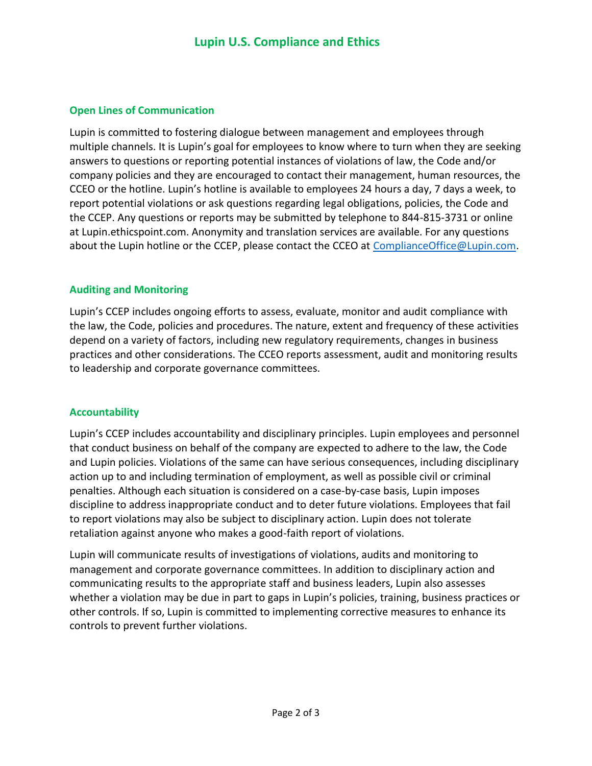## Open Lines of Communication

Lupin is committed to fostering dialogue between management and employees through multiple channels. It is Lupin's goal for employees to know where to turn when they are seeking answers to questions or reporting potential instances of violations of law, the Code and/or company policies and they are encouraged to contact their management, human resources, the CCEO or the hotline. Lupin's hotline is available to employees 24 hours a day, 7 days a week, to report potential violations or ask questions regarding legal obligations, policies, the Code and the CCEP. Any questions or reports may be submitted by telephone to 844-815-3731 or online at Lupin.ethicspoint.com. Anonymity and translation services are available. For any questions about the Lupin hotline or the CCEP, please contact the CCEO at ComplianceOffice@Lupin.com.

## Auditing and Monitoring

Lupin's CCEP includes ongoing efforts to assess, evaluate, monitor and audit compliance with the law, the Code, policies and procedures. The nature, extent and frequency of these activities depend on a variety of factors, including new regulatory requirements, changes in business practices and other considerations. The CCEO reports assessment, audit and monitoring results to leadership and corporate governance committees.

## Accountability

Lupin's CCEP includes accountability and disciplinary principles. Lupin employees and personnel that conduct business on behalf of the company are expected to adhere to the law, the Code and Lupin policies. Violations of the same can have serious consequences, including disciplinary action up to and including termination of employment, as well as possible civil or criminal penalties. Although each situation is considered on a case-by-case basis, Lupin imposes discipline to address inappropriate conduct and to deter future violations. Employees that fail to report violations may also be subject to disciplinary action. Lupin does not tolerate retaliation against anyone who makes a good-faith report of violations.

Lupin will communicate results of investigations of violations, audits and monitoring to management and corporate governance committees. In addition to disciplinary action and communicating results to the appropriate staff and business leaders, Lupin also assesses whether a violation may be due in part to gaps in Lupin's policies, training, business practices or other controls. If so, Lupin is committed to implementing corrective measures to enhance its controls to prevent further violations.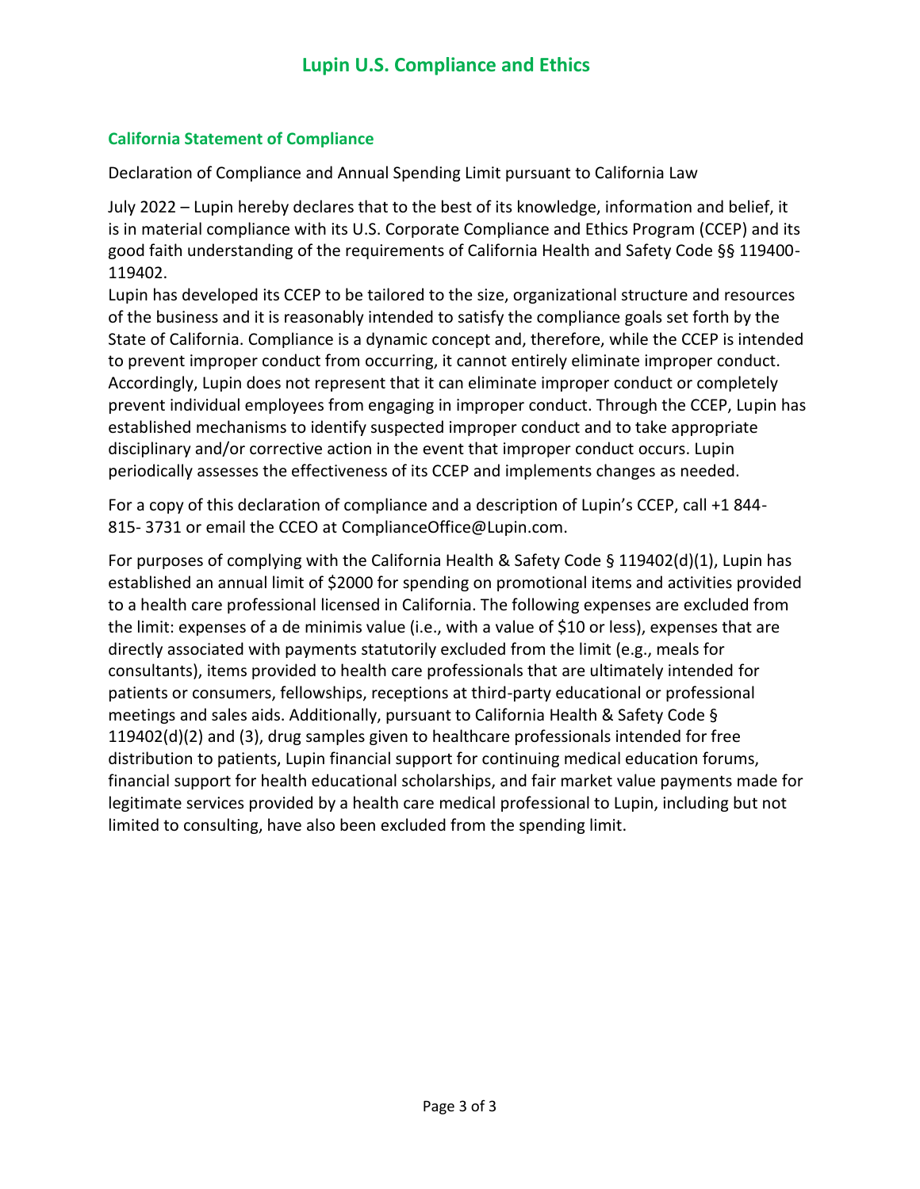## California Statement of Compliance

Declaration of Compliance and Annual Spending Limit pursuant to California Law

July 2022 – Lupin hereby declares that to the best of its knowledge, information and belief, it is in material compliance with its U.S. Corporate Compliance and Ethics Program (CCEP) and its good faith understanding of the requirements of California Health and Safety Code §§ 119400-119402.

Lupin has developed its CCEP to be tailored to the size, organizational structure and resources of the business and it is reasonably intended to satisfy the compliance goals set forth by the State of California. Compliance is a dynamic concept and, therefore, while the CCEP is intended to prevent improper conduct from occurring, it cannot entirely eliminate improper conduct. Accordingly, Lupin does not represent that it can eliminate improper conduct or completely prevent individual employees from engaging in improper conduct. Through the CCEP, Lupin has established mechanisms to identify suspected improper conduct and to take appropriate disciplinary and/or corrective action in the event that improper conduct occurs. Lupin periodically assesses the effectiveness of its CCEP and implements changes as needed.

For a copy of this declaration of compliance and a description of Lupin's CCEP, call +1 844-815- 3731 or email the CCEO at ComplianceOffice@Lupin.com.

For purposes of complying with the California Health & Safety Code § 119402(d)(1), Lupin has established an annual limit of $2000 for spending on promotional items and activities provided to a health care professional licensed in California. The following expenses are excluded from the limit: expenses of a de minimis value (i.e., with a value of $10 or less), expenses that are directly associated with payments statutorily excluded from the limit (e.g., meals for consultants), items provided to health care professionals that are ultimately intended for patients or consumers, fellowships, receptions at third-party educational or professional meetings and sales aids. Additionally, pursuant to California Health & Safety Code § 119402(d)(2) and (3), drug samples given to healthcare professionals intended for free distribution to patients, Lupin financial support for continuing medical education forums, financial support for health educational scholarships, and fair market value payments made for legitimate services provided by a health care medical professional to Lupin, including but not limited to consulting, have also been excluded from the spending limit.